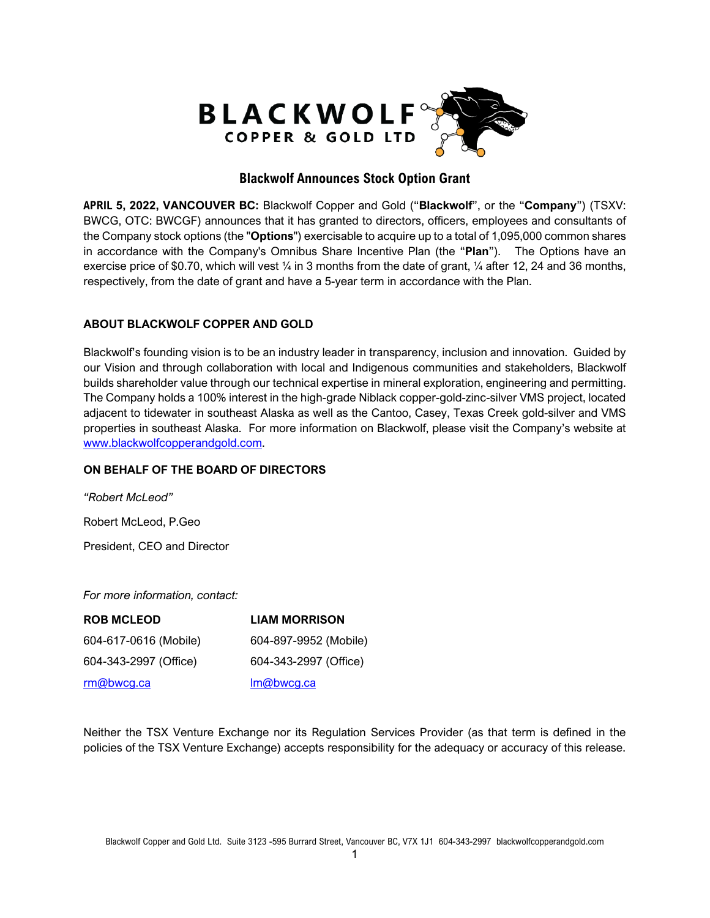BLACKWOLF COPPER & GOLD LTD

# Blackwolf Announces Stock Option Grant

**APRIL 5, 2022, VANCOUVER BC:** Blackwolf Copper and Gold ("**Blackwolf**", or the "**Company**") (TSXV: BWCG, OTC: BWCGF) announces that it has granted to directors, officers, employees and consultants of the Company stock options (the "**Options**") exercisable to acquire up to a total of 1,095,000 common shares in accordance with the Company's Omnibus Share Incentive Plan (the "**Plan**"). The Options have an exercise price of $0.70, which will vest ¼ in 3 months from the date of grant, ¼ after 12, 24 and 36 months, respectively, from the date of grant and have a 5-year term in accordance with the Plan.

## ABOUT BLACKWOLF COPPER AND GOLD

Blackwolf's founding vision is to be an industry leader in transparency, inclusion and innovation. Guided by our Vision and through collaboration with local and Indigenous communities and stakeholders, Blackwolf builds shareholder value through our technical expertise in mineral exploration, engineering and permitting. The Company holds a 100% interest in the high-grade Niblack copper-gold-zinc-silver VMS project, located adjacent to tidewater in southeast Alaska as well as the Cantoo, Casey, Texas Creek gold-silver and VMS properties in southeast Alaska. For more information on Blackwolf, please visit the Company's website at www.blackwolfcopperandgold.com.

## ON BEHALF OF THE BOARD OF DIRECTORS

*"Robert McLeod"*

Robert McLeod, P.Geo

President, CEO and Director

*For more information, contact:*

| **ROB MCLEOD** | **LIAM MORRISON** |
|---|---|
| 604-617-0616 (Mobile) | 604-897-9952 (Mobile) |
| 604-343-2997 (Office) | 604-343-2997 (Office) |
| rm@bwcg.ca | lm@bwcg.ca |

Neither the TSX Venture Exchange nor its Regulation Services Provider (as that term is defined in the policies of the TSX Venture Exchange) accepts responsibility for the adequacy or accuracy of this release.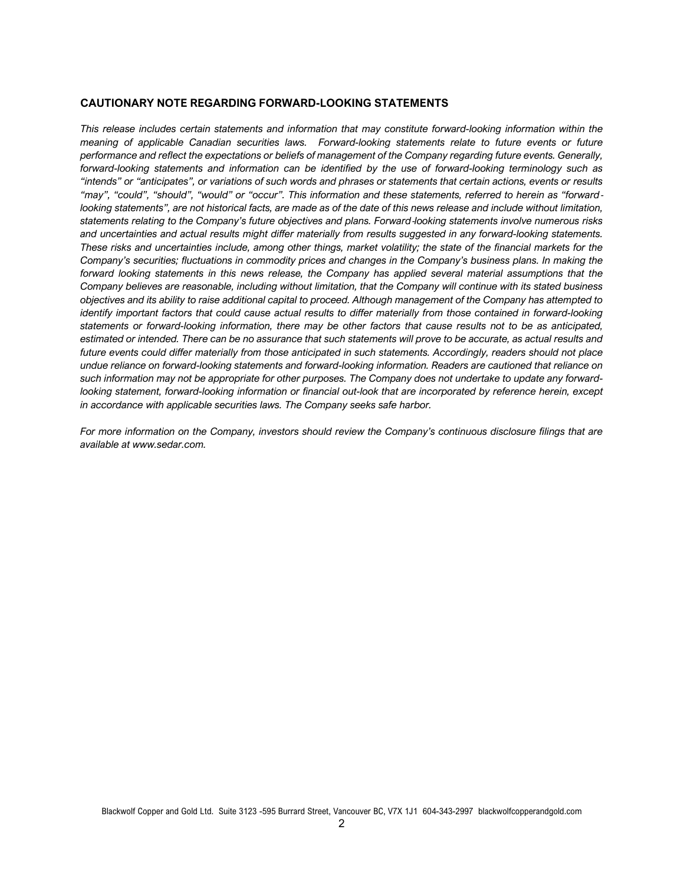## CAUTIONARY NOTE REGARDING FORWARD-LOOKING STATEMENTS

*This release includes certain statements and information that may constitute forward-looking information within the meaning of applicable Canadian securities laws. Forward-looking statements relate to future events or future performance and reflect the expectations or beliefs of management of the Company regarding future events. Generally, forward-looking statements and information can be identified by the use of forward-looking terminology such as "intends" or "anticipates", or variations of such words and phrases or statements that certain actions, events or results "may", "could", "should", "would" or "occur". This information and these statements, referred to herein as "forward-looking statements", are not historical facts, are made as of the date of this news release and include without limitation, statements relating to the Company's future objectives and plans. Forward-looking statements involve numerous risks and uncertainties and actual results might differ materially from results suggested in any forward-looking statements. These risks and uncertainties include, among other things, market volatility; the state of the financial markets for the Company's securities; fluctuations in commodity prices and changes in the Company's business plans. In making the forward looking statements in this news release, the Company has applied several material assumptions that the Company believes are reasonable, including without limitation, that the Company will continue with its stated business objectives and its ability to raise additional capital to proceed. Although management of the Company has attempted to identify important factors that could cause actual results to differ materially from those contained in forward-looking statements or forward-looking information, there may be other factors that cause results not to be as anticipated, estimated or intended. There can be no assurance that such statements will prove to be accurate, as actual results and future events could differ materially from those anticipated in such statements. Accordingly, readers should not place undue reliance on forward-looking statements and forward-looking information. Readers are cautioned that reliance on such information may not be appropriate for other purposes. The Company does not undertake to update any forward-looking statement, forward-looking information or financial out-look that are incorporated by reference herein, except in accordance with applicable securities laws. The Company seeks safe harbor.*

*For more information on the Company, investors should review the Company's continuous disclosure filings that are available at www.sedar.com.*

Blackwolf Copper and Gold Ltd. Suite 3123 -595 Burrard Street, Vancouver BC, V7X 1J1 604-343-2997 blackwolfcopperandgold.com